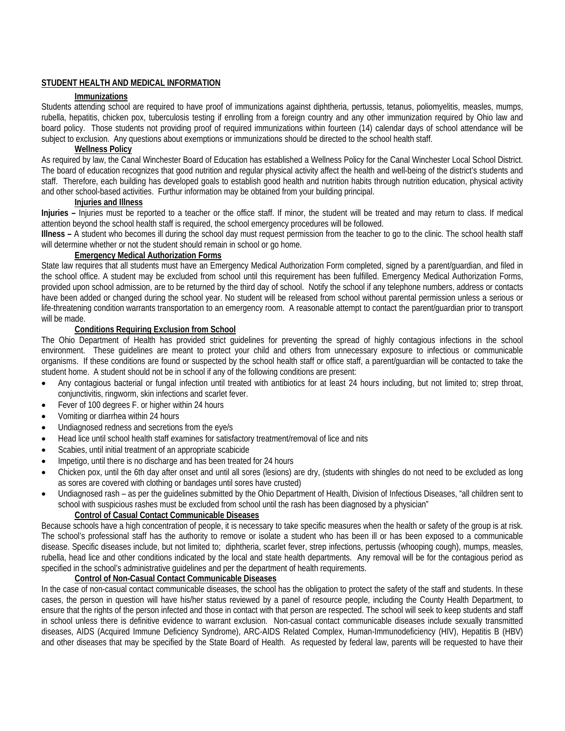## STUDENT HEALTH AND MEDICAL INFORMATION

### Immunizations

Students attending school are required to have proof of immunizations against diphtheria, pertussis, tetanus, poliomyelitis, measles, mumps, rubella, hepatitis, chicken pox, tuberculosis testing if enrolling from a foreign country and any other immunization required by Ohio law and board policy. Those students not providing proof of required immunizations within fourteen (14) calendar days of school attendance will be subject to exclusion. Any questions about exemptions or immunizations should be directed to the school health staff.

### Wellness Policy

As required by law, the Canal Winchester Board of Education has established a Wellness Policy for the Canal Winchester Local School District. The board of education recognizes that good nutrition and regular physical activity affect the health and well-being of the district's students and staff. Therefore, each building has developed goals to establish good health and nutrition habits through nutrition education, physical activity and other school-based activities. Furthur information may be obtained from your building principal.

### Injuries and Illness

**Injuries –** Injuries must be reported to a teacher or the office staff. If minor, the student will be treated and may return to class. If medical attention beyond the school health staff is required, the school emergency procedures will be followed.

**Illness –** A student who becomes ill during the school day must request permission from the teacher to go to the clinic. The school health staff will determine whether or not the student should remain in school or go home.

### Emergency Medical Authorization Forms

State law requires that all students must have an Emergency Medical Authorization Form completed, signed by a parent/guardian, and filed in the school office. A student may be excluded from school until this requirement has been fulfilled. Emergency Medical Authorization Forms, provided upon school admission, are to be returned by the third day of school. Notify the school if any telephone numbers, address or contacts have been added or changed during the school year. No student will be released from school without parental permission unless a serious or life-threatening condition warrants transportation to an emergency room. A reasonable attempt to contact the parent/guardian prior to transport will be made.

### Conditions Requiring Exclusion from School

The Ohio Department of Health has provided strict guidelines for preventing the spread of highly contagious infections in the school environment. These guidelines are meant to protect your child and others from unnecessary exposure to infectious or communicable organisms. If these conditions are found or suspected by the school health staff or office staff, a parent/guardian will be contacted to take the student home. A student should not be in school if any of the following conditions are present:

- Any contagious bacterial or fungal infection until treated with antibiotics for at least 24 hours including, but not limited to; strep throat, conjunctivitis, ringworm, skin infections and scarlet fever.
- Fever of 100 degrees F. or higher within 24 hours
- Vomiting or diarrhea within 24 hours
- Undiagnosed redness and secretions from the eye/s
- Head lice until school health staff examines for satisfactory treatment/removal of lice and nits
- Scabies, until initial treatment of an appropriate scabicide
- Impetigo, until there is no discharge and has been treated for 24 hours
- Chicken pox, until the 6th day after onset and until all sores (lesions) are dry, (students with shingles do not need to be excluded as long as sores are covered with clothing or bandages until sores have crusted)
- Undiagnosed rash – as per the guidelines submitted by the Ohio Department of Health, Division of Infectious Diseases, "all children sent to school with suspicious rashes must be excluded from school until the rash has been diagnosed by a physician"

### Control of Casual Contact Communicable Diseases

Because schools have a high concentration of people, it is necessary to take specific measures when the health or safety of the group is at risk. The school's professional staff has the authority to remove or isolate a student who has been ill or has been exposed to a communicable disease. Specific diseases include, but not limited to; diphtheria, scarlet fever, strep infections, pertussis (whooping cough), mumps, measles, rubella, head lice and other conditions indicated by the local and state health departments. Any removal will be for the contagious period as specified in the school's administrative guidelines and per the department of health requirements.

### Control of Non-Casual Contact Communicable Diseases

In the case of non-casual contact communicable diseases, the school has the obligation to protect the safety of the staff and students. In these cases, the person in question will have his/her status reviewed by a panel of resource people, including the County Health Department, to ensure that the rights of the person infected and those in contact with that person are respected. The school will seek to keep students and staff in school unless there is definitive evidence to warrant exclusion. Non-casual contact communicable diseases include sexually transmitted diseases, AIDS (Acquired Immune Deficiency Syndrome), ARC-AIDS Related Complex, Human-Immunodeficiency (HIV), Hepatitis B (HBV) and other diseases that may be specified by the State Board of Health. As requested by federal law, parents will be requested to have their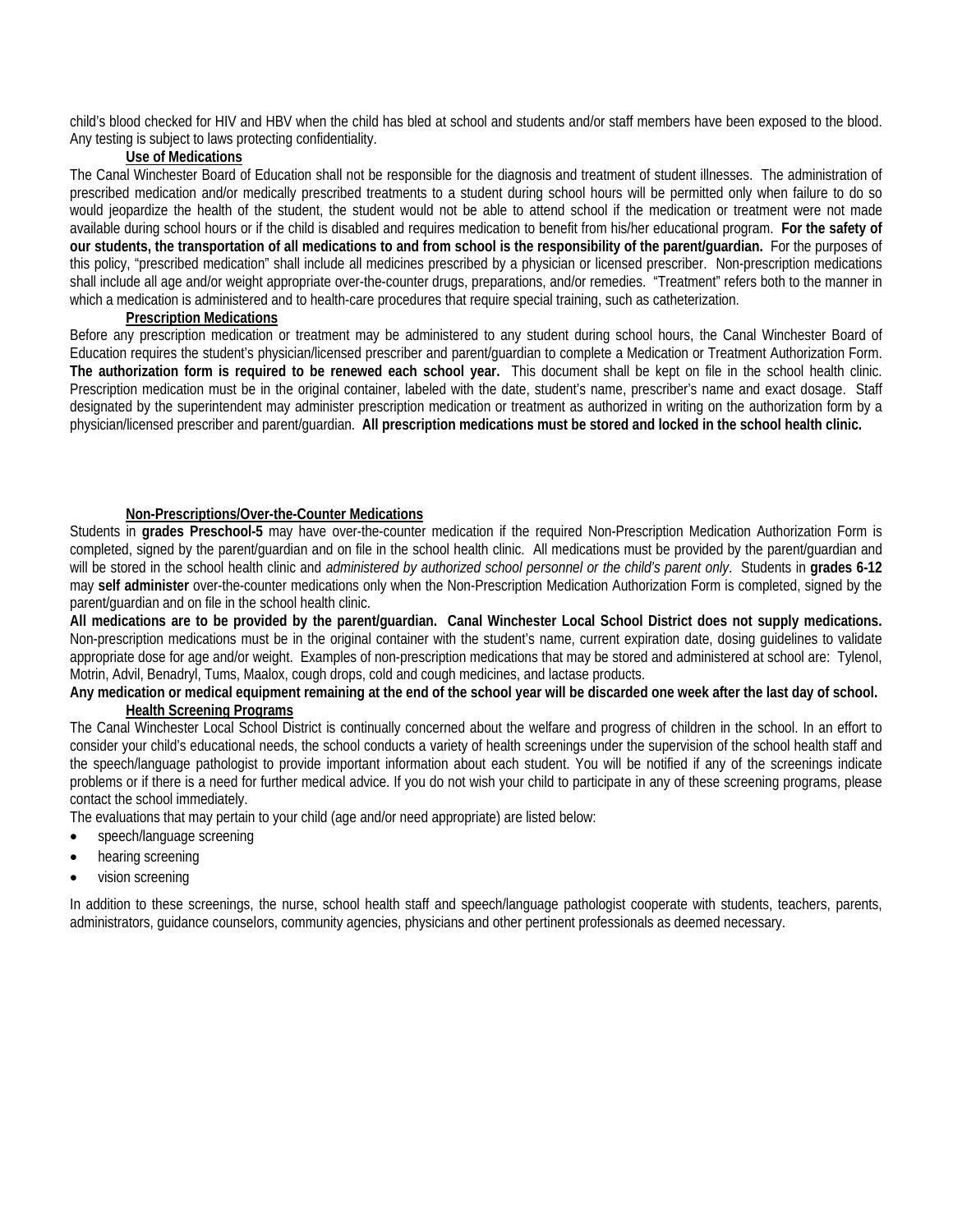child's blood checked for HIV and HBV when the child has bled at school and students and/or staff members have been exposed to the blood. Any testing is subject to laws protecting confidentiality.

### Use of Medications

The Canal Winchester Board of Education shall not be responsible for the diagnosis and treatment of student illnesses. The administration of prescribed medication and/or medically prescribed treatments to a student during school hours will be permitted only when failure to do so would jeopardize the health of the student, the student would not be able to attend school if the medication or treatment were not made available during school hours or if the child is disabled and requires medication to benefit from his/her educational program. **For the safety of our students, the transportation of all medications to and from school is the responsibility of the parent/guardian.** For the purposes of this policy, "prescribed medication" shall include all medicines prescribed by a physician or licensed prescriber. Non-prescription medications shall include all age and/or weight appropriate over-the-counter drugs, preparations, and/or remedies. "Treatment" refers both to the manner in which a medication is administered and to health-care procedures that require special training, such as catheterization.

### Prescription Medications

Before any prescription medication or treatment may be administered to any student during school hours, the Canal Winchester Board of Education requires the student's physician/licensed prescriber and parent/guardian to complete a Medication or Treatment Authorization Form. **The authorization form is required to be renewed each school year.** This document shall be kept on file in the school health clinic. Prescription medication must be in the original container, labeled with the date, student's name, prescriber's name and exact dosage. Staff designated by the superintendent may administer prescription medication or treatment as authorized in writing on the authorization form by a physician/licensed prescriber and parent/guardian. **All prescription medications must be stored and locked in the school health clinic.**

### Non-Prescriptions/Over-the-Counter Medications

Students in **grades Preschool-5** may have over-the-counter medication if the required Non-Prescription Medication Authorization Form is completed, signed by the parent/guardian and on file in the school health clinic. All medications must be provided by the parent/guardian and will be stored in the school health clinic and *administered by authorized school personnel or the child's parent only*. Students in **grades 6-12** may **self administer** over-the-counter medications only when the Non-Prescription Medication Authorization Form is completed, signed by the parent/guardian and on file in the school health clinic.

**All medications are to be provided by the parent/guardian. Canal Winchester Local School District does not supply medications.** Non-prescription medications must be in the original container with the student's name, current expiration date, dosing guidelines to validate appropriate dose for age and/or weight. Examples of non-prescription medications that may be stored and administered at school are: Tylenol, Motrin, Advil, Benadryl, Tums, Maalox, cough drops, cold and cough medicines, and lactase products.

**Any medication or medical equipment remaining at the end of the school year will be discarded one week after the last day of school.**

### Health Screening Programs

The Canal Winchester Local School District is continually concerned about the welfare and progress of children in the school. In an effort to consider your child's educational needs, the school conducts a variety of health screenings under the supervision of the school health staff and the speech/language pathologist to provide important information about each student. You will be notified if any of the screenings indicate problems or if there is a need for further medical advice. If you do not wish your child to participate in any of these screening programs, please contact the school immediately.

The evaluations that may pertain to your child (age and/or need appropriate) are listed below:

- speech/language screening
- hearing screening
- vision screening

In addition to these screenings, the nurse, school health staff and speech/language pathologist cooperate with students, teachers, parents, administrators, guidance counselors, community agencies, physicians and other pertinent professionals as deemed necessary.